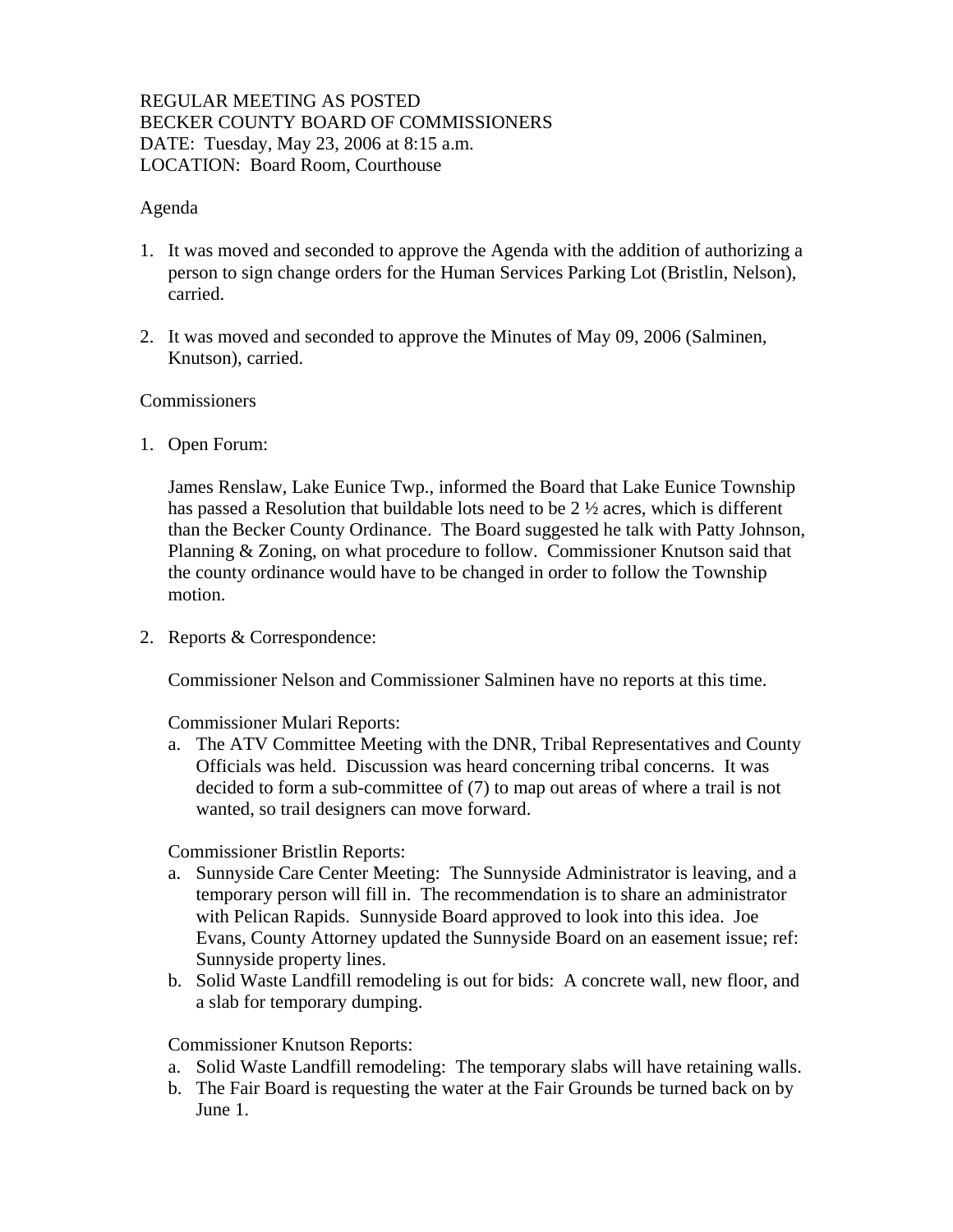REGULAR MEETING AS POSTED
BECKER COUNTY BOARD OF COMMISSIONERS
DATE: Tuesday, May 23, 2006 at 8:15 a.m.
LOCATION: Board Room, Courthouse

Agenda

1. It was moved and seconded to approve the Agenda with the addition of authorizing a person to sign change orders for the Human Services Parking Lot (Bristlin, Nelson), carried.

2. It was moved and seconded to approve the Minutes of May 09, 2006 (Salminen, Knutson), carried.

Commissioners

1. Open Forum:

   James Renslaw, Lake Eunice Twp., informed the Board that Lake Eunice Township has passed a Resolution that buildable lots need to be 2 ½ acres, which is different than the Becker County Ordinance. The Board suggested he talk with Patty Johnson, Planning & Zoning, on what procedure to follow. Commissioner Knutson said that the county ordinance would have to be changed in order to follow the Township motion.

2. Reports & Correspondence:

   Commissioner Nelson and Commissioner Salminen have no reports at this time.

   Commissioner Mulari Reports:
   a. The ATV Committee Meeting with the DNR, Tribal Representatives and County Officials was held. Discussion was heard concerning tribal concerns. It was decided to form a sub-committee of (7) to map out areas of where a trail is not wanted, so trail designers can move forward.

   Commissioner Bristlin Reports:
   a. Sunnyside Care Center Meeting: The Sunnyside Administrator is leaving, and a temporary person will fill in. The recommendation is to share an administrator with Pelican Rapids. Sunnyside Board approved to look into this idea. Joe Evans, County Attorney updated the Sunnyside Board on an easement issue; ref: Sunnyside property lines.
   b. Solid Waste Landfill remodeling is out for bids: A concrete wall, new floor, and a slab for temporary dumping.

   Commissioner Knutson Reports:
   a. Solid Waste Landfill remodeling: The temporary slabs will have retaining walls.
   b. The Fair Board is requesting the water at the Fair Grounds be turned back on by June 1.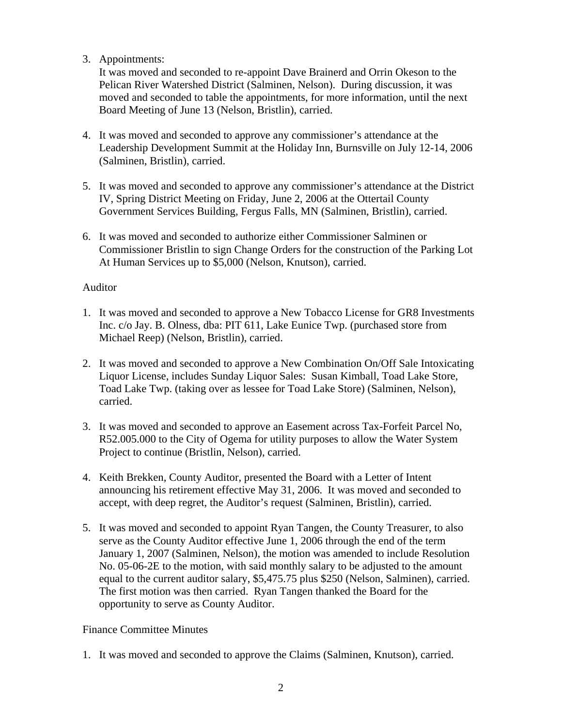3. Appointments:
   It was moved and seconded to re-appoint Dave Brainerd and Orrin Okeson to the Pelican River Watershed District (Salminen, Nelson). During discussion, it was moved and seconded to table the appointments, for more information, until the next Board Meeting of June 13 (Nelson, Bristlin), carried.

4. It was moved and seconded to approve any commissioner's attendance at the Leadership Development Summit at the Holiday Inn, Burnsville on July 12-14, 2006 (Salminen, Bristlin), carried.

5. It was moved and seconded to approve any commissioner's attendance at the District IV, Spring District Meeting on Friday, June 2, 2006 at the Ottertail County Government Services Building, Fergus Falls, MN (Salminen, Bristlin), carried.

6. It was moved and seconded to authorize either Commissioner Salminen or Commissioner Bristlin to sign Change Orders for the construction of the Parking Lot At Human Services up to $5,000 (Nelson, Knutson), carried.

Auditor

1. It was moved and seconded to approve a New Tobacco License for GR8 Investments Inc. c/o Jay. B. Olness, dba: PIT 611, Lake Eunice Twp. (purchased store from Michael Reep) (Nelson, Bristlin), carried.

2. It was moved and seconded to approve a New Combination On/Off Sale Intoxicating Liquor License, includes Sunday Liquor Sales: Susan Kimball, Toad Lake Store, Toad Lake Twp. (taking over as lessee for Toad Lake Store) (Salminen, Nelson), carried.

3. It was moved and seconded to approve an Easement across Tax-Forfeit Parcel No, R52.005.000 to the City of Ogema for utility purposes to allow the Water System Project to continue (Bristlin, Nelson), carried.

4. Keith Brekken, County Auditor, presented the Board with a Letter of Intent announcing his retirement effective May 31, 2006. It was moved and seconded to accept, with deep regret, the Auditor's request (Salminen, Bristlin), carried.

5. It was moved and seconded to appoint Ryan Tangen, the County Treasurer, to also serve as the County Auditor effective June 1, 2006 through the end of the term January 1, 2007 (Salminen, Nelson), the motion was amended to include Resolution No. 05-06-2E to the motion, with said monthly salary to be adjusted to the amount equal to the current auditor salary, $5,475.75 plus $250 (Nelson, Salminen), carried. The first motion was then carried. Ryan Tangen thanked the Board for the opportunity to serve as County Auditor.

Finance Committee Minutes

1. It was moved and seconded to approve the Claims (Salminen, Knutson), carried.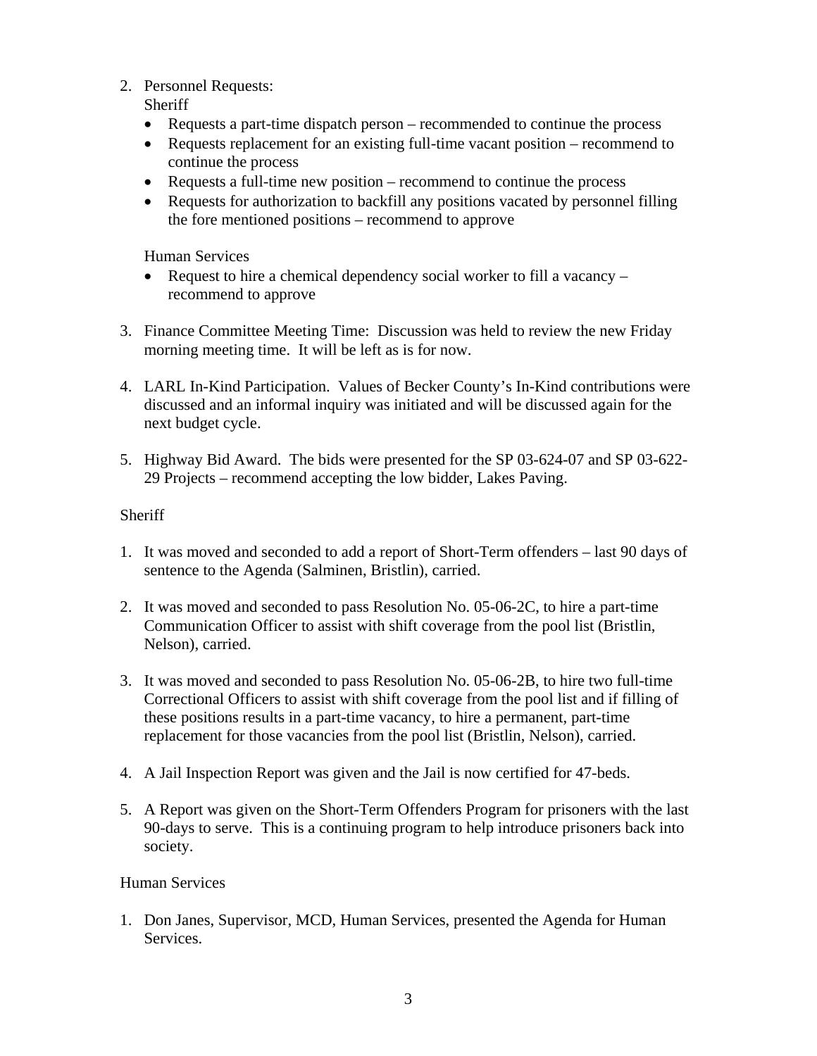2. Personnel Requests:
   Sheriff
   - Requests a part-time dispatch person – recommended to continue the process
   - Requests replacement for an existing full-time vacant position – recommend to continue the process
   - Requests a full-time new position – recommend to continue the process
   - Requests for authorization to backfill any positions vacated by personnel filling the fore mentioned positions – recommend to approve

   Human Services
   - Request to hire a chemical dependency social worker to fill a vacancy – recommend to approve

3. Finance Committee Meeting Time: Discussion was held to review the new Friday morning meeting time. It will be left as is for now.

4. LARL In-Kind Participation. Values of Becker County's In-Kind contributions were discussed and an informal inquiry was initiated and will be discussed again for the next budget cycle.

5. Highway Bid Award. The bids were presented for the SP 03-624-07 and SP 03-622-29 Projects – recommend accepting the low bidder, Lakes Paving.

Sheriff

1. It was moved and seconded to add a report of Short-Term offenders – last 90 days of sentence to the Agenda (Salminen, Bristlin), carried.

2. It was moved and seconded to pass Resolution No. 05-06-2C, to hire a part-time Communication Officer to assist with shift coverage from the pool list (Bristlin, Nelson), carried.

3. It was moved and seconded to pass Resolution No. 05-06-2B, to hire two full-time Correctional Officers to assist with shift coverage from the pool list and if filling of these positions results in a part-time vacancy, to hire a permanent, part-time replacement for those vacancies from the pool list (Bristlin, Nelson), carried.

4. A Jail Inspection Report was given and the Jail is now certified for 47-beds.

5. A Report was given on the Short-Term Offenders Program for prisoners with the last 90-days to serve. This is a continuing program to help introduce prisoners back into society.

Human Services

1. Don Janes, Supervisor, MCD, Human Services, presented the Agenda for Human Services.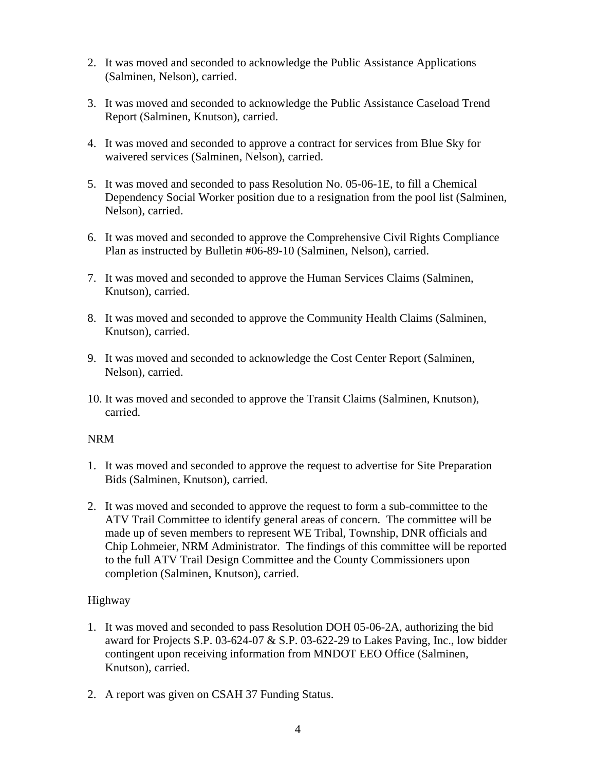2. It was moved and seconded to acknowledge the Public Assistance Applications (Salminen, Nelson), carried.

3. It was moved and seconded to acknowledge the Public Assistance Caseload Trend Report (Salminen, Knutson), carried.

4. It was moved and seconded to approve a contract for services from Blue Sky for waivered services (Salminen, Nelson), carried.

5. It was moved and seconded to pass Resolution No. 05-06-1E, to fill a Chemical Dependency Social Worker position due to a resignation from the pool list (Salminen, Nelson), carried.

6. It was moved and seconded to approve the Comprehensive Civil Rights Compliance Plan as instructed by Bulletin #06-89-10 (Salminen, Nelson), carried.

7. It was moved and seconded to approve the Human Services Claims (Salminen, Knutson), carried.

8. It was moved and seconded to approve the Community Health Claims (Salminen, Knutson), carried.

9. It was moved and seconded to acknowledge the Cost Center Report (Salminen, Nelson), carried.

10. It was moved and seconded to approve the Transit Claims (Salminen, Knutson), carried.

NRM

1. It was moved and seconded to approve the request to advertise for Site Preparation Bids (Salminen, Knutson), carried.

2. It was moved and seconded to approve the request to form a sub-committee to the ATV Trail Committee to identify general areas of concern. The committee will be made up of seven members to represent WE Tribal, Township, DNR officials and Chip Lohmeier, NRM Administrator. The findings of this committee will be reported to the full ATV Trail Design Committee and the County Commissioners upon completion (Salminen, Knutson), carried.

Highway

1. It was moved and seconded to pass Resolution DOH 05-06-2A, authorizing the bid award for Projects S.P. 03-624-07 & S.P. 03-622-29 to Lakes Paving, Inc., low bidder contingent upon receiving information from MNDOT EEO Office (Salminen, Knutson), carried.

2. A report was given on CSAH 37 Funding Status.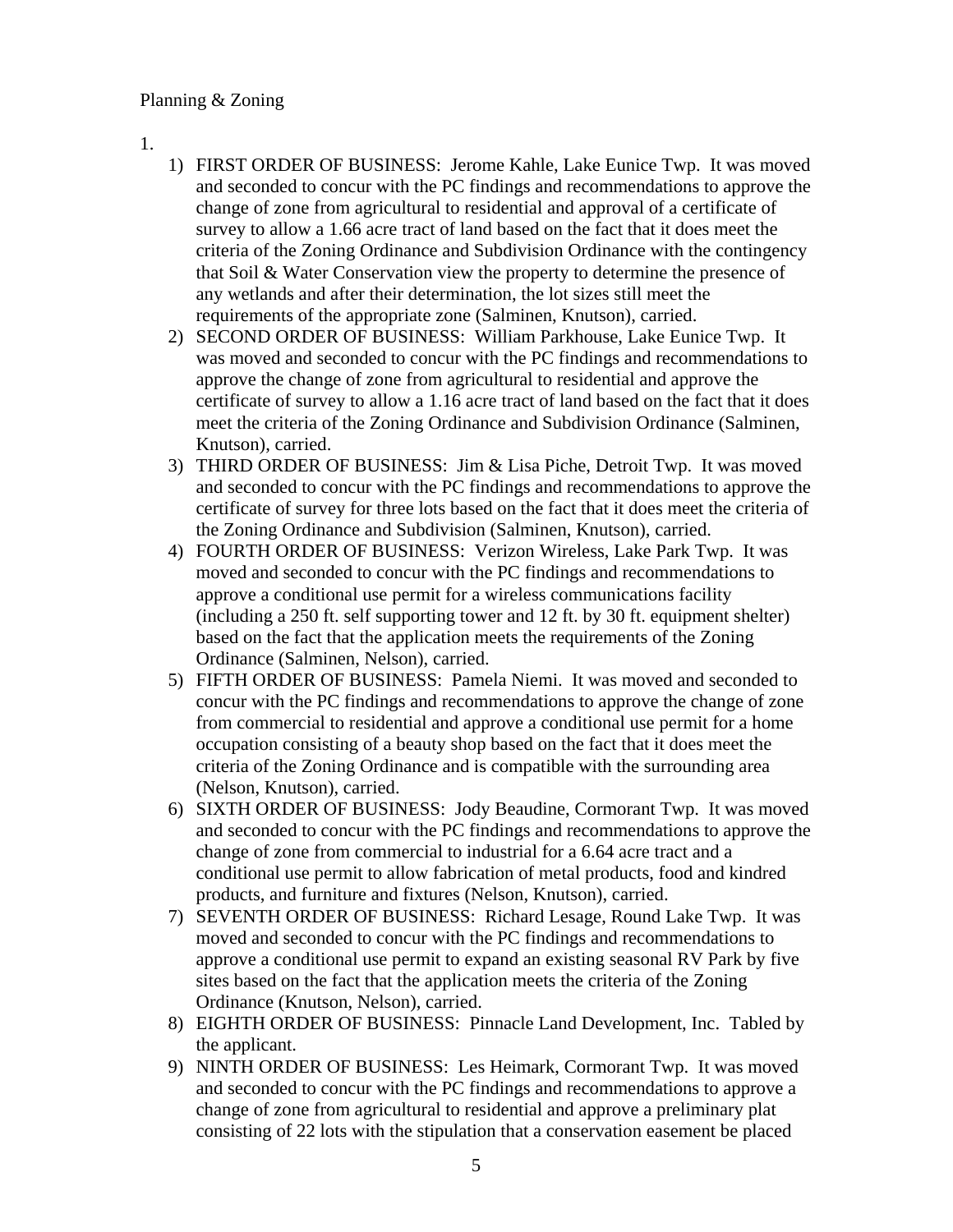Planning & Zoning

1.

1) FIRST ORDER OF BUSINESS: Jerome Kahle, Lake Eunice Twp. It was moved and seconded to concur with the PC findings and recommendations to approve the change of zone from agricultural to residential and approval of a certificate of survey to allow a 1.66 acre tract of land based on the fact that it does meet the criteria of the Zoning Ordinance and Subdivision Ordinance with the contingency that Soil & Water Conservation view the property to determine the presence of any wetlands and after their determination, the lot sizes still meet the requirements of the appropriate zone (Salminen, Knutson), carried.
2) SECOND ORDER OF BUSINESS: William Parkhouse, Lake Eunice Twp. It was moved and seconded to concur with the PC findings and recommendations to approve the change of zone from agricultural to residential and approve the certificate of survey to allow a 1.16 acre tract of land based on the fact that it does meet the criteria of the Zoning Ordinance and Subdivision Ordinance (Salminen, Knutson), carried.
3) THIRD ORDER OF BUSINESS: Jim & Lisa Piche, Detroit Twp. It was moved and seconded to concur with the PC findings and recommendations to approve the certificate of survey for three lots based on the fact that it does meet the criteria of the Zoning Ordinance and Subdivision (Salminen, Knutson), carried.
4) FOURTH ORDER OF BUSINESS: Verizon Wireless, Lake Park Twp. It was moved and seconded to concur with the PC findings and recommendations to approve a conditional use permit for a wireless communications facility (including a 250 ft. self supporting tower and 12 ft. by 30 ft. equipment shelter) based on the fact that the application meets the requirements of the Zoning Ordinance (Salminen, Nelson), carried.
5) FIFTH ORDER OF BUSINESS: Pamela Niemi. It was moved and seconded to concur with the PC findings and recommendations to approve the change of zone from commercial to residential and approve a conditional use permit for a home occupation consisting of a beauty shop based on the fact that it does meet the criteria of the Zoning Ordinance and is compatible with the surrounding area (Nelson, Knutson), carried.
6) SIXTH ORDER OF BUSINESS: Jody Beaudine, Cormorant Twp. It was moved and seconded to concur with the PC findings and recommendations to approve the change of zone from commercial to industrial for a 6.64 acre tract and a conditional use permit to allow fabrication of metal products, food and kindred products, and furniture and fixtures (Nelson, Knutson), carried.
7) SEVENTH ORDER OF BUSINESS: Richard Lesage, Round Lake Twp. It was moved and seconded to concur with the PC findings and recommendations to approve a conditional use permit to expand an existing seasonal RV Park by five sites based on the fact that the application meets the criteria of the Zoning Ordinance (Knutson, Nelson), carried.
8) EIGHTH ORDER OF BUSINESS: Pinnacle Land Development, Inc. Tabled by the applicant.
9) NINTH ORDER OF BUSINESS: Les Heimark, Cormorant Twp. It was moved and seconded to concur with the PC findings and recommendations to approve a change of zone from agricultural to residential and approve a preliminary plat consisting of 22 lots with the stipulation that a conservation easement be placed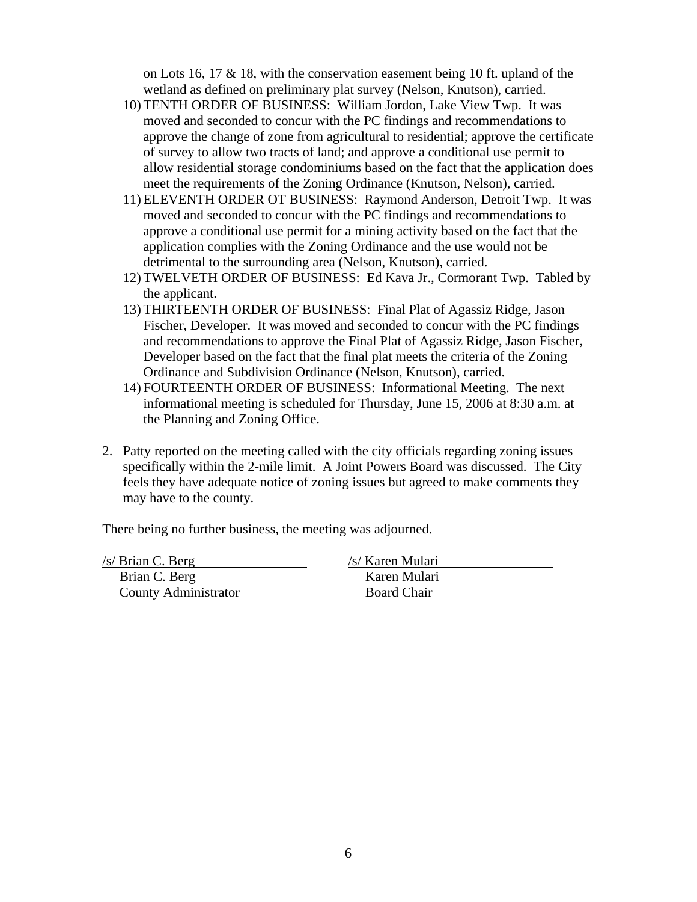on Lots 16, 17 & 18, with the conservation easement being 10 ft. upland of the wetland as defined on preliminary plat survey (Nelson, Knutson), carried.

10) TENTH ORDER OF BUSINESS: William Jordon, Lake View Twp. It was moved and seconded to concur with the PC findings and recommendations to approve the change of zone from agricultural to residential; approve the certificate of survey to allow two tracts of land; and approve a conditional use permit to allow residential storage condominiums based on the fact that the application does meet the requirements of the Zoning Ordinance (Knutson, Nelson), carried.
11) ELEVENTH ORDER OT BUSINESS: Raymond Anderson, Detroit Twp. It was moved and seconded to concur with the PC findings and recommendations to approve a conditional use permit for a mining activity based on the fact that the application complies with the Zoning Ordinance and the use would not be detrimental to the surrounding area (Nelson, Knutson), carried.
12) TWELVETH ORDER OF BUSINESS: Ed Kava Jr., Cormorant Twp. Tabled by the applicant.
13) THIRTEENTH ORDER OF BUSINESS: Final Plat of Agassiz Ridge, Jason Fischer, Developer. It was moved and seconded to concur with the PC findings and recommendations to approve the Final Plat of Agassiz Ridge, Jason Fischer, Developer based on the fact that the final plat meets the criteria of the Zoning Ordinance and Subdivision Ordinance (Nelson, Knutson), carried.
14) FOURTEENTH ORDER OF BUSINESS: Informational Meeting. The next informational meeting is scheduled for Thursday, June 15, 2006 at 8:30 a.m. at the Planning and Zoning Office.

2. Patty reported on the meeting called with the city officials regarding zoning issues specifically within the 2-mile limit. A Joint Powers Board was discussed. The City feels they have adequate notice of zoning issues but agreed to make comments they may have to the county.

There being no further business, the meeting was adjourned.

| | |
|---|---|
| /s/ Brian C. Berg | /s/ Karen Mulari |
| Brian C. Berg | Karen Mulari |
| County Administrator | Board Chair |